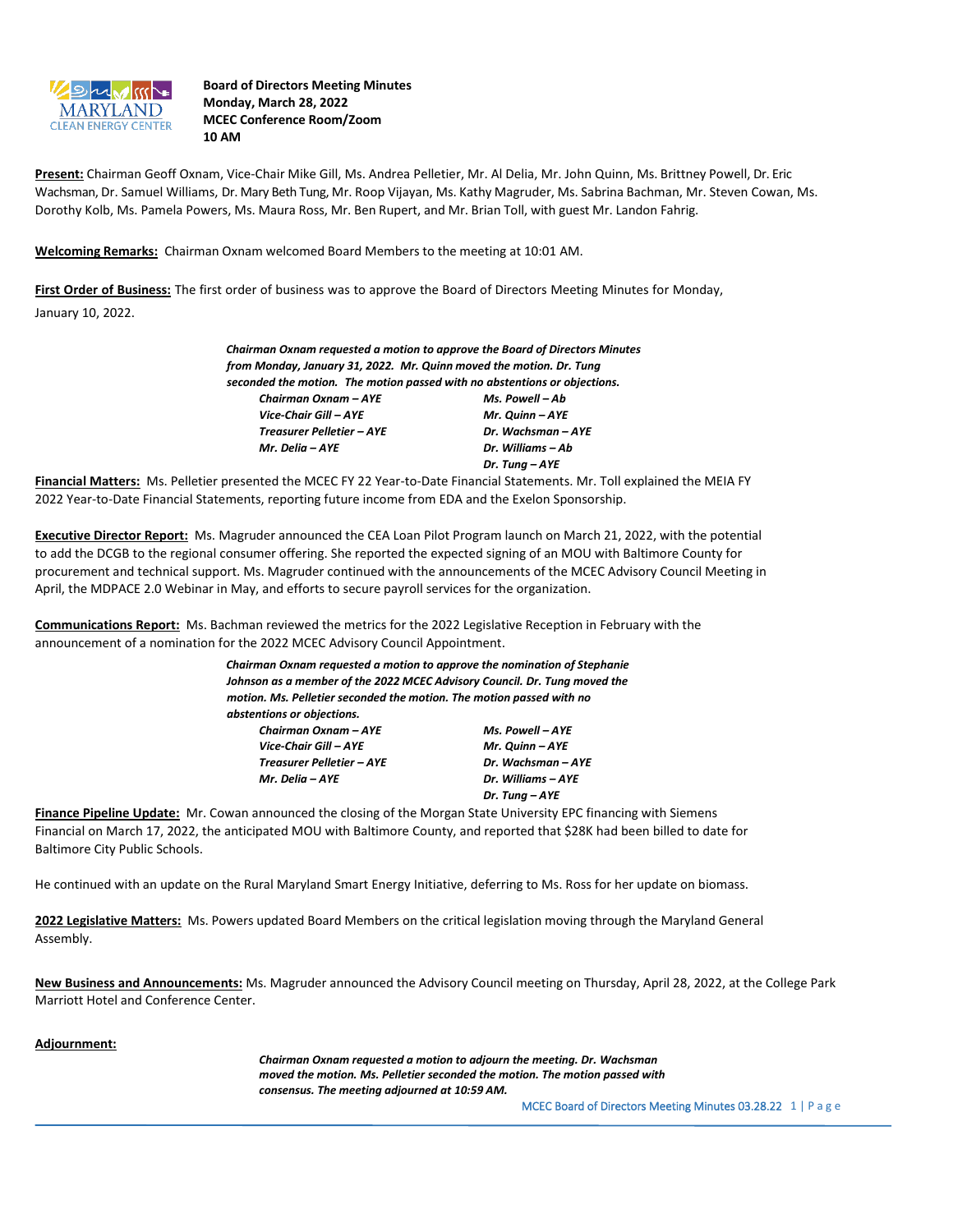**Board of Directors Meeting Minutes**
**Monday, March 28, 2022**
**MCEC Conference Room/Zoom**
**10 AM**

**Present:** Chairman Geoff Oxnam, Vice-Chair Mike Gill, Ms. Andrea Pelletier, Mr. Al Delia, Mr. John Quinn, Ms. Brittney Powell, Dr. Eric Wachsman, Dr. Samuel Williams, Dr. Mary Beth Tung, Mr. Roop Vijayan, Ms. Kathy Magruder, Ms. Sabrina Bachman, Mr. Steven Cowan, Ms. Dorothy Kolb, Ms. Pamela Powers, Ms. Maura Ross, Mr. Ben Rupert, and Mr. Brian Toll, with guest Mr. Landon Fahrig.

**Welcoming Remarks:** Chairman Oxnam welcomed Board Members to the meeting at 10:01 AM.

**First Order of Business:** The first order of business was to approve the Board of Directors Meeting Minutes for Monday, January 10, 2022.

***Chairman Oxnam requested a motion to approve the Board of Directors Minutes from Monday, January 31, 2022. Mr. Quinn moved the motion. Dr. Tung seconded the motion. The motion passed with no abstentions or objections.***

| | |
|---|---|
| ***Chairman Oxnam – AYE*** | ***Ms. Powell – Ab*** |
| ***Vice-Chair Gill – AYE*** | ***Mr. Quinn – AYE*** |
| ***Treasurer Pelletier – AYE*** | ***Dr. Wachsman – AYE*** |
| ***Mr. Delia – AYE*** | ***Dr. Williams – Ab*** |
| | ***Dr. Tung – AYE*** |

**Financial Matters:** Ms. Pelletier presented the MCEC FY 22 Year-to-Date Financial Statements. Mr. Toll explained the MEIA FY 2022 Year-to-Date Financial Statements, reporting future income from EDA and the Exelon Sponsorship.

**Executive Director Report:** Ms. Magruder announced the CEA Loan Pilot Program launch on March 21, 2022, with the potential to add the DCGB to the regional consumer offering. She reported the expected signing of an MOU with Baltimore County for procurement and technical support. Ms. Magruder continued with the announcements of the MCEC Advisory Council Meeting in April, the MDPACE 2.0 Webinar in May, and efforts to secure payroll services for the organization.

**Communications Report:** Ms. Bachman reviewed the metrics for the 2022 Legislative Reception in February with the announcement of a nomination for the 2022 MCEC Advisory Council Appointment.

***Chairman Oxnam requested a motion to approve the nomination of Stephanie Johnson as a member of the 2022 MCEC Advisory Council. Dr. Tung moved the motion. Ms. Pelletier seconded the motion. The motion passed with no abstentions or objections.***

| | |
|---|---|
| ***Chairman Oxnam – AYE*** | ***Ms. Powell – AYE*** |
| ***Vice-Chair Gill – AYE*** | ***Mr. Quinn – AYE*** |
| ***Treasurer Pelletier – AYE*** | ***Dr. Wachsman – AYE*** |
| ***Mr. Delia – AYE*** | ***Dr. Williams – AYE*** |
| | ***Dr. Tung – AYE*** |

**Finance Pipeline Update:** Mr. Cowan announced the closing of the Morgan State University EPC financing with Siemens Financial on March 17, 2022, the anticipated MOU with Baltimore County, and reported that $28K had been billed to date for Baltimore City Public Schools.

He continued with an update on the Rural Maryland Smart Energy Initiative, deferring to Ms. Ross for her update on biomass.

**2022 Legislative Matters:** Ms. Powers updated Board Members on the critical legislation moving through the Maryland General Assembly.

**New Business and Announcements:** Ms. Magruder announced the Advisory Council meeting on Thursday, April 28, 2022, at the College Park Marriott Hotel and Conference Center.

**Adjournment:**

***Chairman Oxnam requested a motion to adjourn the meeting. Dr. Wachsman moved the motion. Ms. Pelletier seconded the motion. The motion passed with consensus. The meeting adjourned at 10:59 AM.***